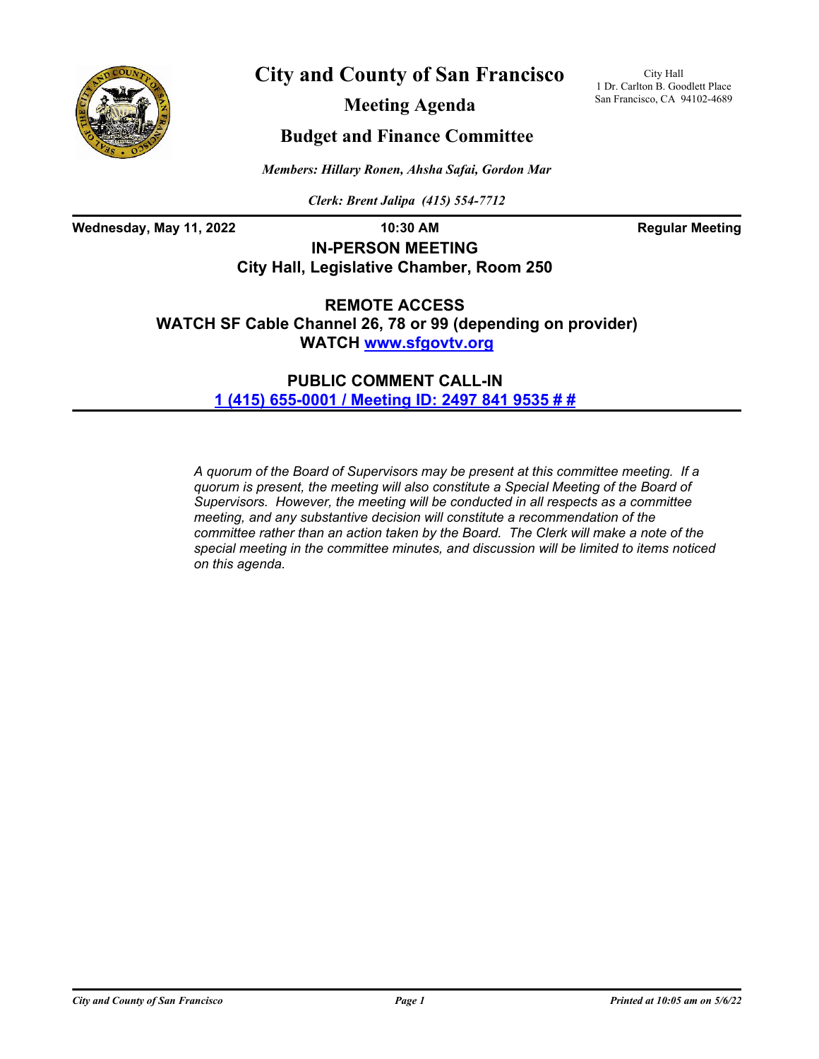# City and County of San Francisco

## Meeting Agenda

## Budget and Finance Committee

City Hall
1 Dr. Carlton B. Goodlett Place
San Francisco, CA 94102-4689

*Members: Hillary Ronen, Ahsha Safai, Gordon Mar*

*Clerk: Brent Jalipa (415) 554-7712*

**Wednesday, May 11, 2022** **10:30 AM** **Regular Meeting**

**IN-PERSON MEETING**
**City Hall, Legislative Chamber, Room 250**

**REMOTE ACCESS**
**WATCH SF Cable Channel 26, 78 or 99 (depending on provider)**
**WATCH www.sfgovtv.org**

**PUBLIC COMMENT CALL-IN**
**1 (415) 655-0001 / Meeting ID: 2497 841 9535 # #**

*A quorum of the Board of Supervisors may be present at this committee meeting. If a quorum is present, the meeting will also constitute a Special Meeting of the Board of Supervisors. However, the meeting will be conducted in all respects as a committee meeting, and any substantive decision will constitute a recommendation of the committee rather than an action taken by the Board. The Clerk will make a note of the special meeting in the committee minutes, and discussion will be limited to items noticed on this agenda.*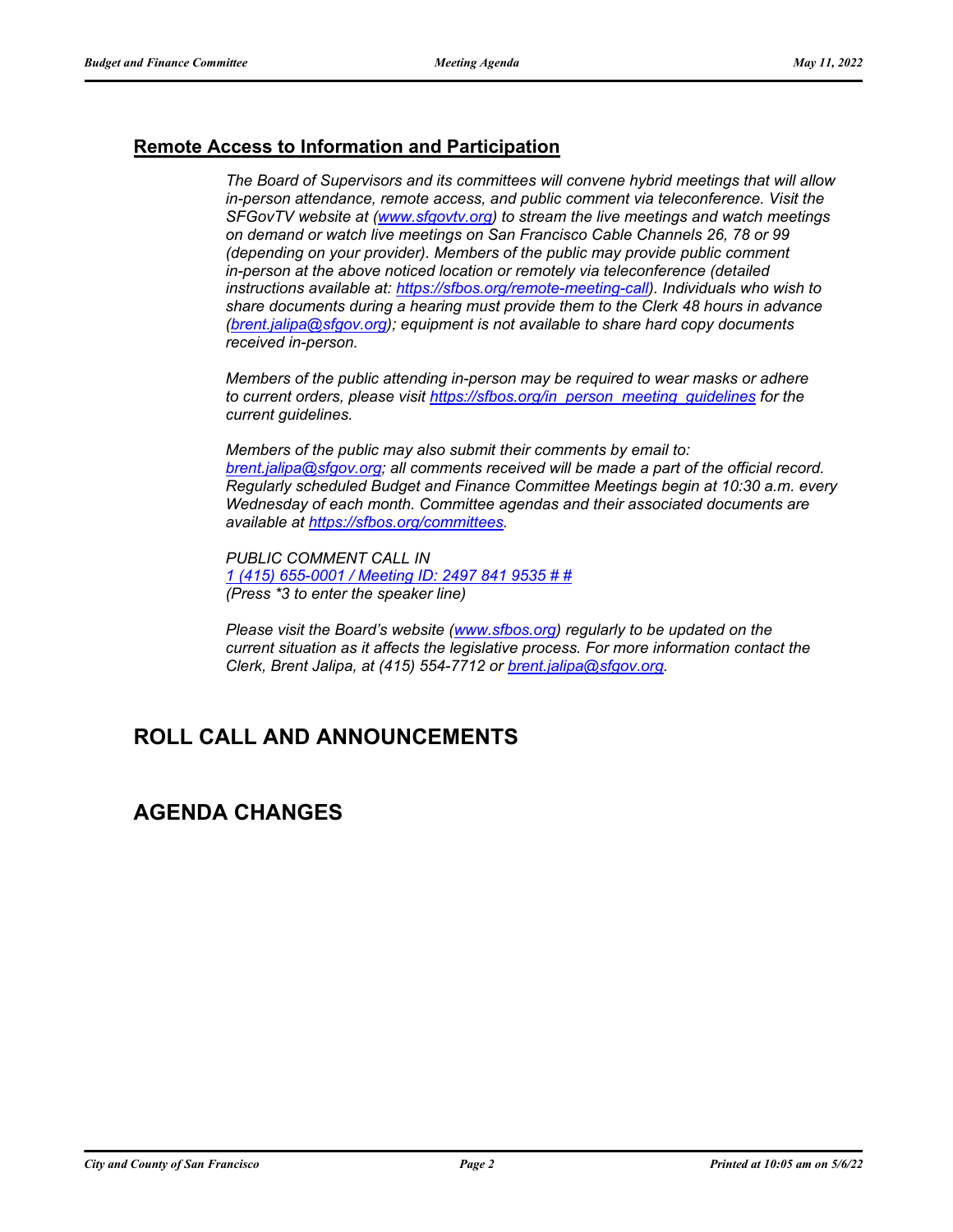## Remote Access to Information and Participation

*The Board of Supervisors and its committees will convene hybrid meetings that will allow in-person attendance, remote access, and public comment via teleconference. Visit the SFGovTV website at (www.sfgovtv.org) to stream the live meetings and watch meetings on demand or watch live meetings on San Francisco Cable Channels 26, 78 or 99 (depending on your provider). Members of the public may provide public comment in-person at the above noticed location or remotely via teleconference (detailed instructions available at: https://sfbos.org/remote-meeting-call). Individuals who wish to share documents during a hearing must provide them to the Clerk 48 hours in advance (brent.jalipa@sfgov.org); equipment is not available to share hard copy documents received in-person.*

*Members of the public attending in-person may be required to wear masks or adhere to current orders, please visit https://sfbos.org/in_person_meeting_guidelines for the current guidelines.*

*Members of the public may also submit their comments by email to: brent.jalipa@sfgov.org; all comments received will be made a part of the official record. Regularly scheduled Budget and Finance Committee Meetings begin at 10:30 a.m. every Wednesday of each month. Committee agendas and their associated documents are available at https://sfbos.org/committees.*

*PUBLIC COMMENT CALL IN*
*1 (415) 655-0001 / Meeting ID: 2497 841 9535 # #*
*(Press *3 to enter the speaker line)*

*Please visit the Board's website (www.sfbos.org) regularly to be updated on the current situation as it affects the legislative process. For more information contact the Clerk, Brent Jalipa, at (415) 554-7712 or brent.jalipa@sfgov.org.*

# ROLL CALL AND ANNOUNCEMENTS

# AGENDA CHANGES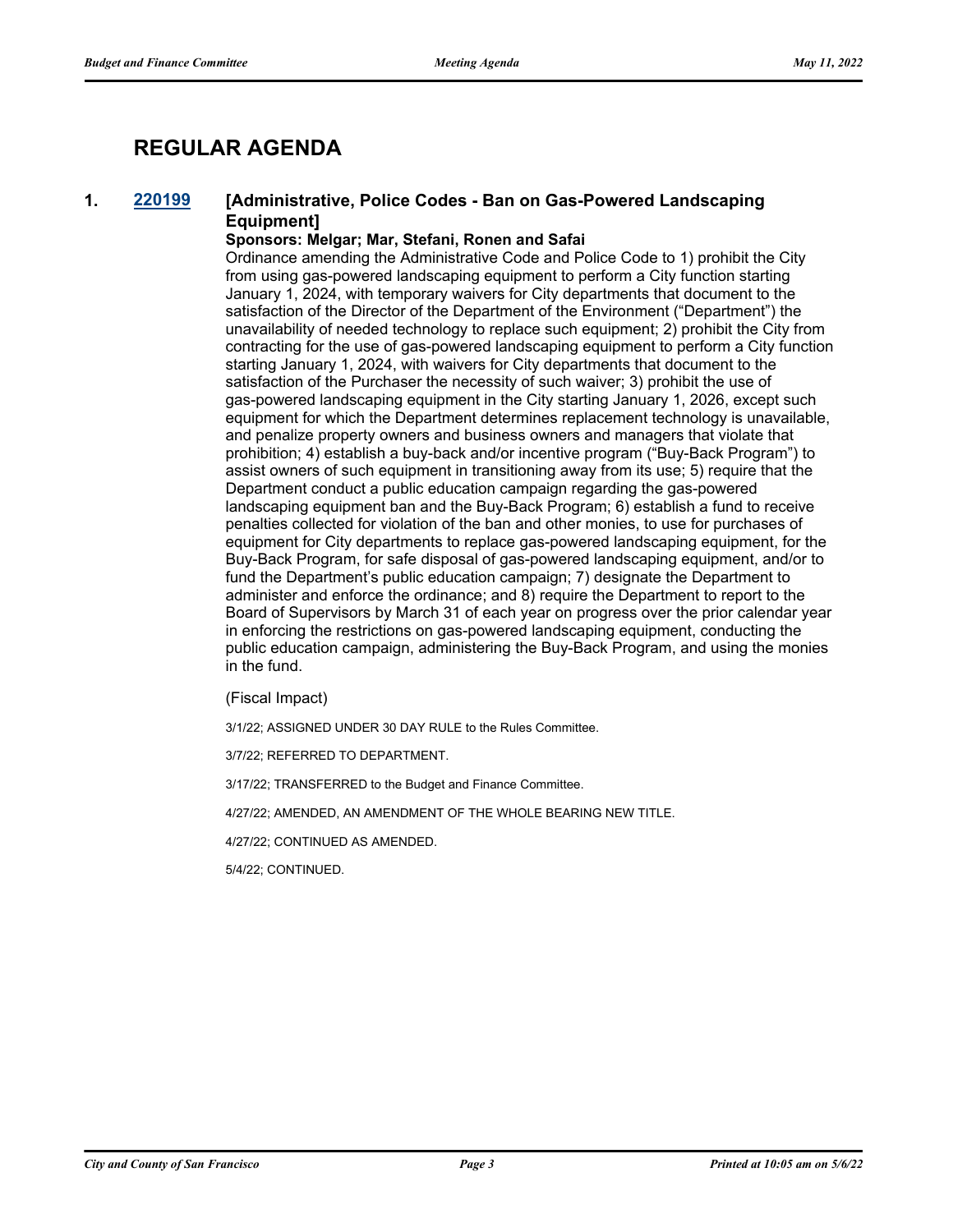# REGULAR AGENDA

**1. 220199 [Administrative, Police Codes - Ban on Gas-Powered Landscaping Equipment]**

**Sponsors: Melgar; Mar, Stefani, Ronen and Safai**

Ordinance amending the Administrative Code and Police Code to 1) prohibit the City from using gas-powered landscaping equipment to perform a City function starting January 1, 2024, with temporary waivers for City departments that document to the satisfaction of the Director of the Department of the Environment ("Department") the unavailability of needed technology to replace such equipment; 2) prohibit the City from contracting for the use of gas-powered landscaping equipment to perform a City function starting January 1, 2024, with waivers for City departments that document to the satisfaction of the Purchaser the necessity of such waiver; 3) prohibit the use of gas-powered landscaping equipment in the City starting January 1, 2026, except such equipment for which the Department determines replacement technology is unavailable, and penalize property owners and business owners and managers that violate that prohibition; 4) establish a buy-back and/or incentive program ("Buy-Back Program") to assist owners of such equipment in transitioning away from its use; 5) require that the Department conduct a public education campaign regarding the gas-powered landscaping equipment ban and the Buy-Back Program; 6) establish a fund to receive penalties collected for violation of the ban and other monies, to use for purchases of equipment for City departments to replace gas-powered landscaping equipment, for the Buy-Back Program, for safe disposal of gas-powered landscaping equipment, and/or to fund the Department's public education campaign; 7) designate the Department to administer and enforce the ordinance; and 8) require the Department to report to the Board of Supervisors by March 31 of each year on progress over the prior calendar year in enforcing the restrictions on gas-powered landscaping equipment, conducting the public education campaign, administering the Buy-Back Program, and using the monies in the fund.

(Fiscal Impact)

3/1/22; ASSIGNED UNDER 30 DAY RULE to the Rules Committee.

3/7/22; REFERRED TO DEPARTMENT.

3/17/22; TRANSFERRED to the Budget and Finance Committee.

4/27/22; AMENDED, AN AMENDMENT OF THE WHOLE BEARING NEW TITLE.

4/27/22; CONTINUED AS AMENDED.

5/4/22; CONTINUED.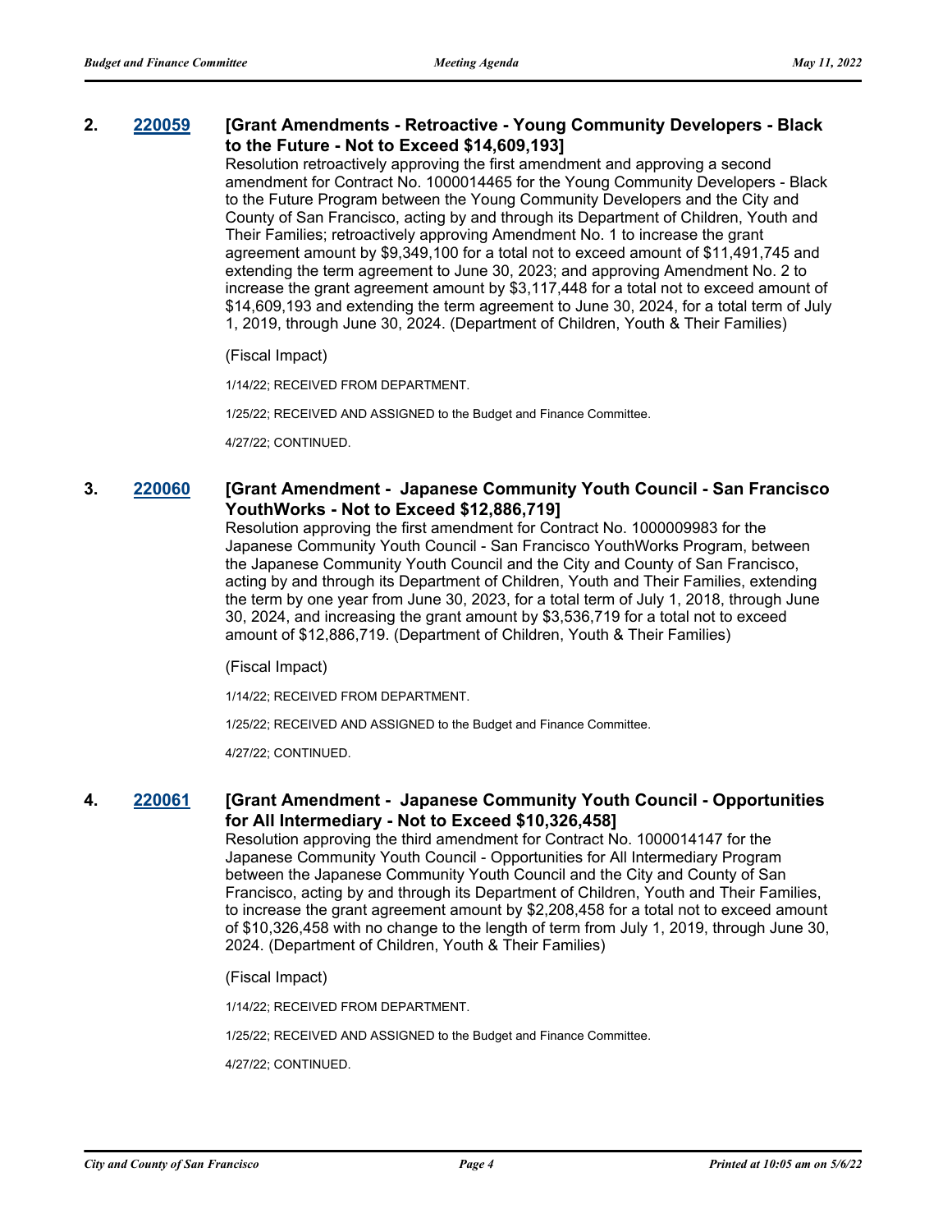**2. 220059 [Grant Amendments - Retroactive - Young Community Developers - Black to the Future - Not to Exceed $14,609,193]**

Resolution retroactively approving the first amendment and approving a second amendment for Contract No. 1000014465 for the Young Community Developers - Black to the Future Program between the Young Community Developers and the City and County of San Francisco, acting by and through its Department of Children, Youth and Their Families; retroactively approving Amendment No. 1 to increase the grant agreement amount by $9,349,100 for a total not to exceed amount of $11,491,745 and extending the term agreement to June 30, 2023; and approving Amendment No. 2 to increase the grant agreement amount by $3,117,448 for a total not to exceed amount of $14,609,193 and extending the term agreement to June 30, 2024, for a total term of July 1, 2019, through June 30, 2024. (Department of Children, Youth & Their Families)

(Fiscal Impact)

1/14/22; RECEIVED FROM DEPARTMENT.

1/25/22; RECEIVED AND ASSIGNED to the Budget and Finance Committee.

4/27/22; CONTINUED.

**3. 220060 [Grant Amendment - Japanese Community Youth Council - San Francisco YouthWorks - Not to Exceed $12,886,719]**

Resolution approving the first amendment for Contract No. 1000009983 for the Japanese Community Youth Council - San Francisco YouthWorks Program, between the Japanese Community Youth Council and the City and County of San Francisco, acting by and through its Department of Children, Youth and Their Families, extending the term by one year from June 30, 2023, for a total term of July 1, 2018, through June 30, 2024, and increasing the grant amount by $3,536,719 for a total not to exceed amount of $12,886,719. (Department of Children, Youth & Their Families)

(Fiscal Impact)

1/14/22; RECEIVED FROM DEPARTMENT.

1/25/22; RECEIVED AND ASSIGNED to the Budget and Finance Committee.

4/27/22; CONTINUED.

**4. 220061 [Grant Amendment - Japanese Community Youth Council - Opportunities for All Intermediary - Not to Exceed $10,326,458]**

Resolution approving the third amendment for Contract No. 1000014147 for the Japanese Community Youth Council - Opportunities for All Intermediary Program between the Japanese Community Youth Council and the City and County of San Francisco, acting by and through its Department of Children, Youth and Their Families, to increase the grant agreement amount by $2,208,458 for a total not to exceed amount of $10,326,458 with no change to the length of term from July 1, 2019, through June 30, 2024. (Department of Children, Youth & Their Families)

(Fiscal Impact)

1/14/22; RECEIVED FROM DEPARTMENT.

1/25/22; RECEIVED AND ASSIGNED to the Budget and Finance Committee.

4/27/22; CONTINUED.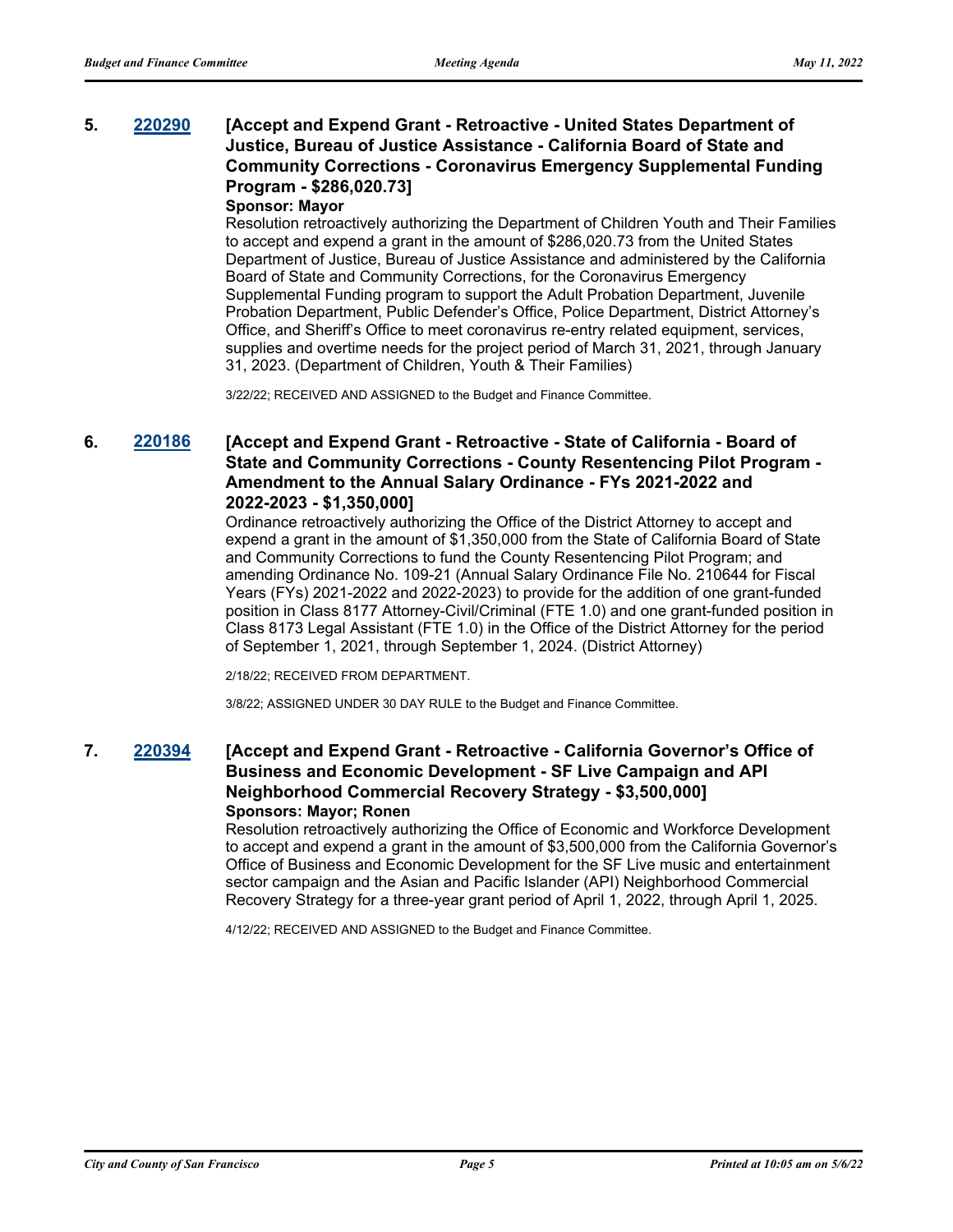**5. [220290](220290) [Accept and Expend Grant - Retroactive - United States Department of Justice, Bureau of Justice Assistance - California Board of State and Community Corrections - Coronavirus Emergency Supplemental Funding Program - $286,020.73]**

**Sponsor: Mayor**

Resolution retroactively authorizing the Department of Children Youth and Their Families to accept and expend a grant in the amount of $286,020.73 from the United States Department of Justice, Bureau of Justice Assistance and administered by the California Board of State and Community Corrections, for the Coronavirus Emergency Supplemental Funding program to support the Adult Probation Department, Juvenile Probation Department, Public Defender's Office, Police Department, District Attorney's Office, and Sheriff's Office to meet coronavirus re-entry related equipment, services, supplies and overtime needs for the project period of March 31, 2021, through January 31, 2023. (Department of Children, Youth & Their Families)

3/22/22; RECEIVED AND ASSIGNED to the Budget and Finance Committee.

**6. [220186](220186) [Accept and Expend Grant - Retroactive - State of California - Board of State and Community Corrections - County Resentencing Pilot Program - Amendment to the Annual Salary Ordinance - FYs 2021-2022 and 2022-2023 - $1,350,000]**

Ordinance retroactively authorizing the Office of the District Attorney to accept and expend a grant in the amount of $1,350,000 from the State of California Board of State and Community Corrections to fund the County Resentencing Pilot Program; and amending Ordinance No. 109-21 (Annual Salary Ordinance File No. 210644 for Fiscal Years (FYs) 2021-2022 and 2022-2023) to provide for the addition of one grant-funded position in Class 8177 Attorney-Civil/Criminal (FTE 1.0) and one grant-funded position in Class 8173 Legal Assistant (FTE 1.0) in the Office of the District Attorney for the period of September 1, 2021, through September 1, 2024. (District Attorney)

2/18/22; RECEIVED FROM DEPARTMENT.

3/8/22; ASSIGNED UNDER 30 DAY RULE to the Budget and Finance Committee.

**7. [220394](220394) [Accept and Expend Grant - Retroactive - California Governor's Office of Business and Economic Development - SF Live Campaign and API Neighborhood Commercial Recovery Strategy - $3,500,000]**

**Sponsors: Mayor; Ronen**

Resolution retroactively authorizing the Office of Economic and Workforce Development to accept and expend a grant in the amount of $3,500,000 from the California Governor's Office of Business and Economic Development for the SF Live music and entertainment sector campaign and the Asian and Pacific Islander (API) Neighborhood Commercial Recovery Strategy for a three-year grant period of April 1, 2022, through April 1, 2025.

4/12/22; RECEIVED AND ASSIGNED to the Budget and Finance Committee.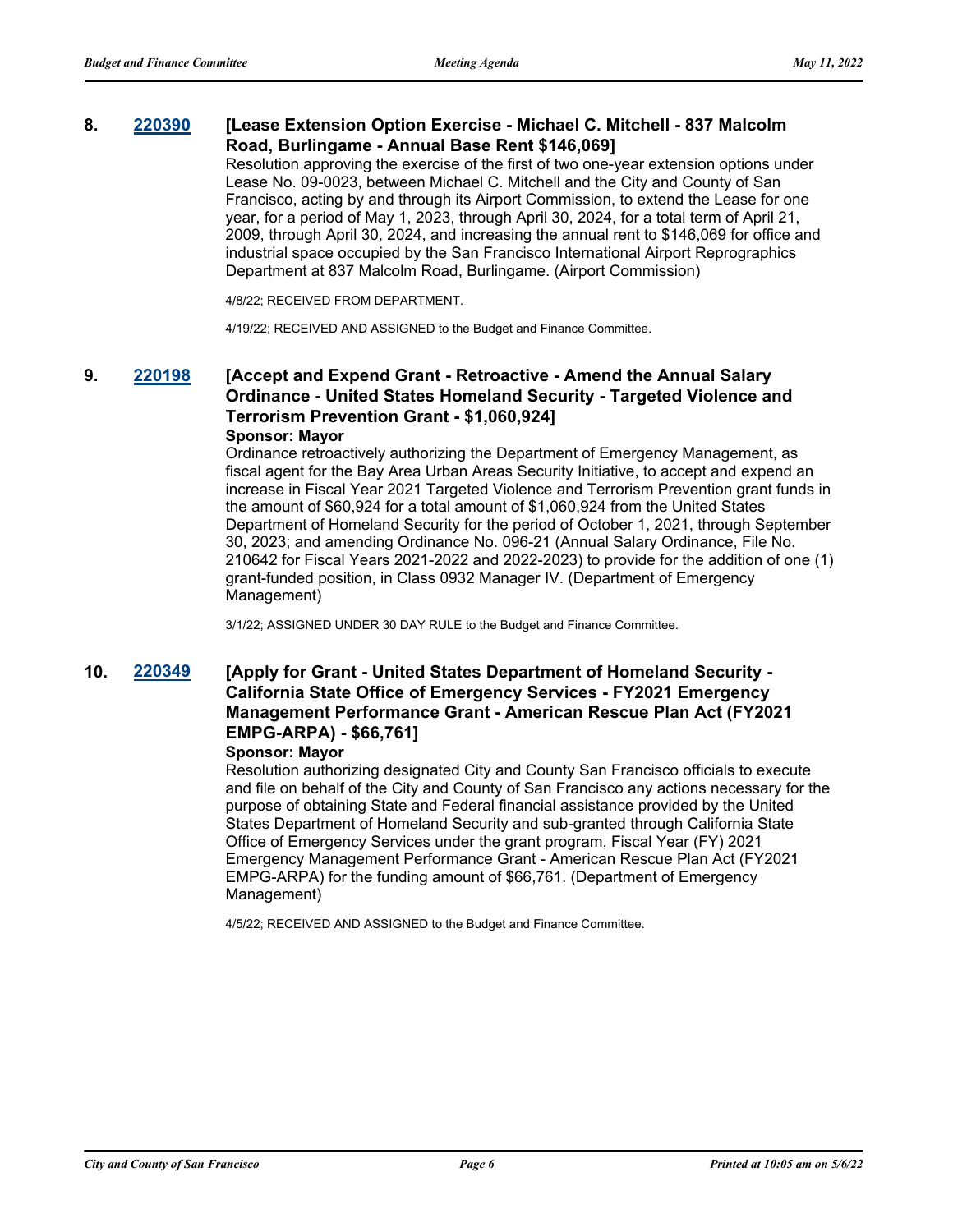**8.** **220390** **[Lease Extension Option Exercise - Michael C. Mitchell - 837 Malcolm Road, Burlingame - Annual Base Rent $146,069]**

Resolution approving the exercise of the first of two one-year extension options under Lease No. 09-0023, between Michael C. Mitchell and the City and County of San Francisco, acting by and through its Airport Commission, to extend the Lease for one year, for a period of May 1, 2023, through April 30, 2024, for a total term of April 21, 2009, through April 30, 2024, and increasing the annual rent to $146,069 for office and industrial space occupied by the San Francisco International Airport Reprographics Department at 837 Malcolm Road, Burlingame. (Airport Commission)

4/8/22; RECEIVED FROM DEPARTMENT.

4/19/22; RECEIVED AND ASSIGNED to the Budget and Finance Committee.

**9.** **220198** **[Accept and Expend Grant - Retroactive - Amend the Annual Salary Ordinance - United States Homeland Security - Targeted Violence and Terrorism Prevention Grant - $1,060,924]**

**Sponsor: Mayor**

Ordinance retroactively authorizing the Department of Emergency Management, as fiscal agent for the Bay Area Urban Areas Security Initiative, to accept and expend an increase in Fiscal Year 2021 Targeted Violence and Terrorism Prevention grant funds in the amount of $60,924 for a total amount of $1,060,924 from the United States Department of Homeland Security for the period of October 1, 2021, through September 30, 2023; and amending Ordinance No. 096-21 (Annual Salary Ordinance, File No. 210642 for Fiscal Years 2021-2022 and 2022-2023) to provide for the addition of one (1) grant-funded position, in Class 0932 Manager IV. (Department of Emergency Management)

3/1/22; ASSIGNED UNDER 30 DAY RULE to the Budget and Finance Committee.

**10.** **220349** **[Apply for Grant - United States Department of Homeland Security - California State Office of Emergency Services - FY2021 Emergency Management Performance Grant - American Rescue Plan Act (FY2021 EMPG-ARPA) - $66,761]**

**Sponsor: Mayor**

Resolution authorizing designated City and County San Francisco officials to execute and file on behalf of the City and County of San Francisco any actions necessary for the purpose of obtaining State and Federal financial assistance provided by the United States Department of Homeland Security and sub-granted through California State Office of Emergency Services under the grant program, Fiscal Year (FY) 2021 Emergency Management Performance Grant - American Rescue Plan Act (FY2021 EMPG-ARPA) for the funding amount of $66,761. (Department of Emergency Management)

4/5/22; RECEIVED AND ASSIGNED to the Budget and Finance Committee.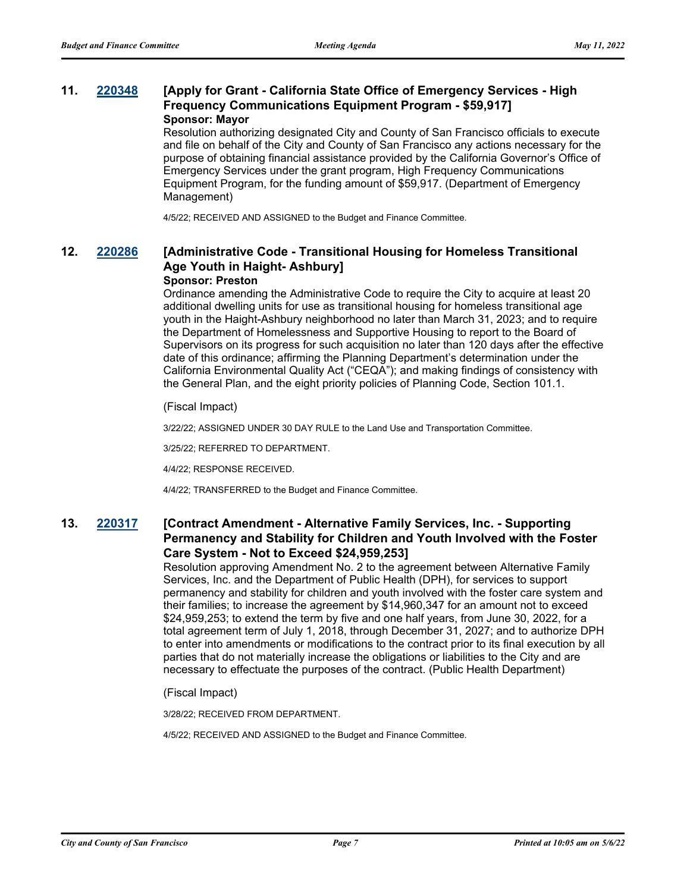### 11. 220348 [Apply for Grant - California State Office of Emergency Services - High Frequency Communications Equipment Program - $59,917]

**Sponsor: Mayor**

Resolution authorizing designated City and County of San Francisco officials to execute and file on behalf of the City and County of San Francisco any actions necessary for the purpose of obtaining financial assistance provided by the California Governor's Office of Emergency Services under the grant program, High Frequency Communications Equipment Program, for the funding amount of $59,917. (Department of Emergency Management)

4/5/22; RECEIVED AND ASSIGNED to the Budget and Finance Committee.

### 12. 220286 [Administrative Code - Transitional Housing for Homeless Transitional Age Youth in Haight- Ashbury]

**Sponsor: Preston**

Ordinance amending the Administrative Code to require the City to acquire at least 20 additional dwelling units for use as transitional housing for homeless transitional age youth in the Haight-Ashbury neighborhood no later than March 31, 2023; and to require the Department of Homelessness and Supportive Housing to report to the Board of Supervisors on its progress for such acquisition no later than 120 days after the effective date of this ordinance; affirming the Planning Department's determination under the California Environmental Quality Act ("CEQA"); and making findings of consistency with the General Plan, and the eight priority policies of Planning Code, Section 101.1.

(Fiscal Impact)

3/22/22; ASSIGNED UNDER 30 DAY RULE to the Land Use and Transportation Committee.

3/25/22; REFERRED TO DEPARTMENT.

4/4/22; RESPONSE RECEIVED.

4/4/22; TRANSFERRED to the Budget and Finance Committee.

### 13. 220317 [Contract Amendment - Alternative Family Services, Inc. - Supporting Permanency and Stability for Children and Youth Involved with the Foster Care System - Not to Exceed $24,959,253]

Resolution approving Amendment No. 2 to the agreement between Alternative Family Services, Inc. and the Department of Public Health (DPH), for services to support permanency and stability for children and youth involved with the foster care system and their families; to increase the agreement by $14,960,347 for an amount not to exceed $24,959,253; to extend the term by five and one half years, from June 30, 2022, for a total agreement term of July 1, 2018, through December 31, 2027; and to authorize DPH to enter into amendments or modifications to the contract prior to its final execution by all parties that do not materially increase the obligations or liabilities to the City and are necessary to effectuate the purposes of the contract. (Public Health Department)

(Fiscal Impact)

3/28/22; RECEIVED FROM DEPARTMENT.

4/5/22; RECEIVED AND ASSIGNED to the Budget and Finance Committee.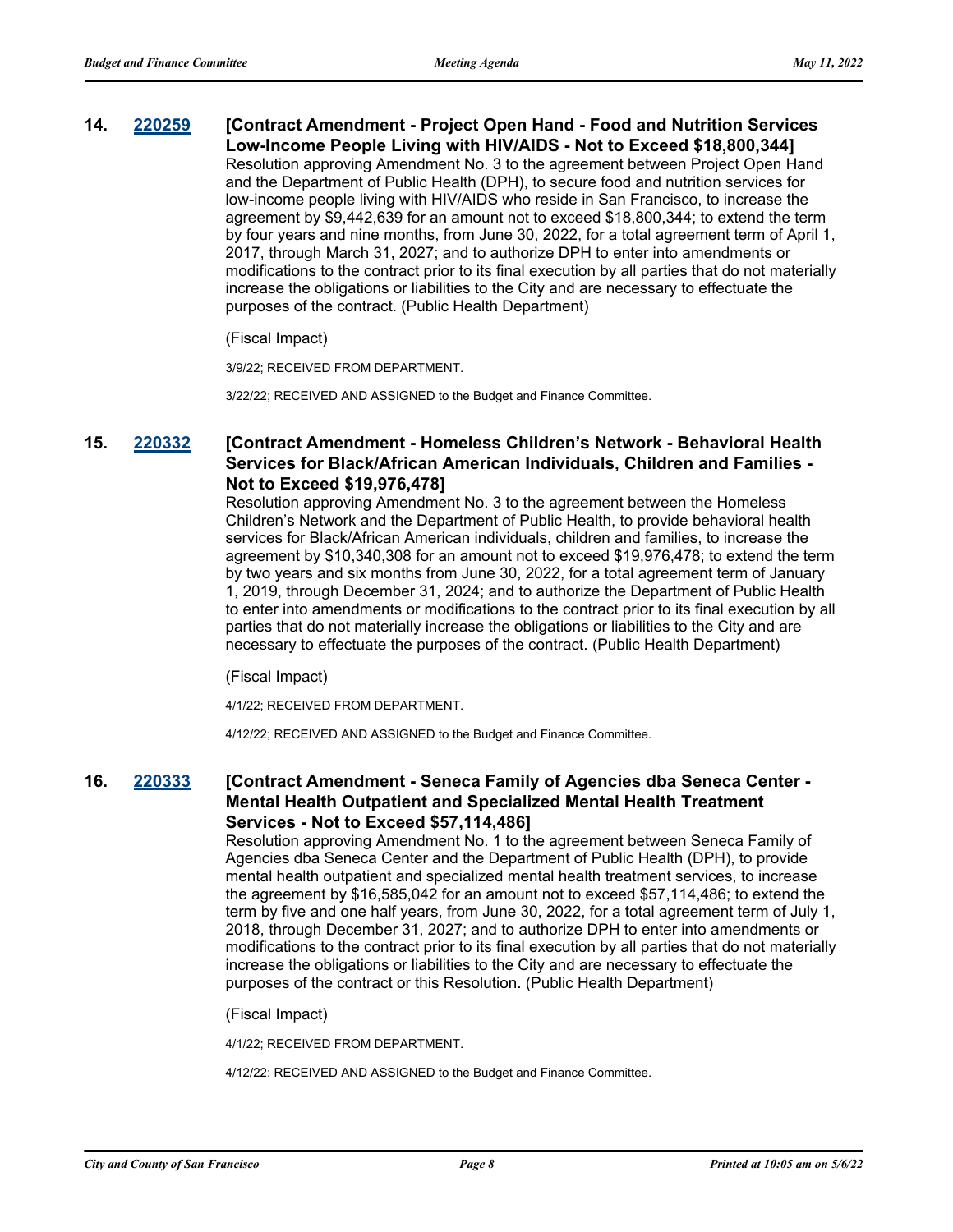**14. [220259](#) [Contract Amendment - Project Open Hand - Food and Nutrition Services Low-Income People Living with HIV/AIDS - Not to Exceed $18,800,344]**

Resolution approving Amendment No. 3 to the agreement between Project Open Hand and the Department of Public Health (DPH), to secure food and nutrition services for low-income people living with HIV/AIDS who reside in San Francisco, to increase the agreement by $9,442,639 for an amount not to exceed $18,800,344; to extend the term by four years and nine months, from June 30, 2022, for a total agreement term of April 1, 2017, through March 31, 2027; and to authorize DPH to enter into amendments or modifications to the contract prior to its final execution by all parties that do not materially increase the obligations or liabilities to the City and are necessary to effectuate the purposes of the contract. (Public Health Department)

(Fiscal Impact)

3/9/22; RECEIVED FROM DEPARTMENT.

3/22/22; RECEIVED AND ASSIGNED to the Budget and Finance Committee.

**15. [220332](#) [Contract Amendment - Homeless Children's Network - Behavioral Health Services for Black/African American Individuals, Children and Families - Not to Exceed $19,976,478]**

Resolution approving Amendment No. 3 to the agreement between the Homeless Children's Network and the Department of Public Health, to provide behavioral health services for Black/African American individuals, children and families, to increase the agreement by $10,340,308 for an amount not to exceed $19,976,478; to extend the term by two years and six months from June 30, 2022, for a total agreement term of January 1, 2019, through December 31, 2024; and to authorize the Department of Public Health to enter into amendments or modifications to the contract prior to its final execution by all parties that do not materially increase the obligations or liabilities to the City and are necessary to effectuate the purposes of the contract. (Public Health Department)

(Fiscal Impact)

4/1/22; RECEIVED FROM DEPARTMENT.

4/12/22; RECEIVED AND ASSIGNED to the Budget and Finance Committee.

**16. [220333](#) [Contract Amendment - Seneca Family of Agencies dba Seneca Center - Mental Health Outpatient and Specialized Mental Health Treatment Services - Not to Exceed $57,114,486]**

Resolution approving Amendment No. 1 to the agreement between Seneca Family of Agencies dba Seneca Center and the Department of Public Health (DPH), to provide mental health outpatient and specialized mental health treatment services, to increase the agreement by $16,585,042 for an amount not to exceed $57,114,486; to extend the term by five and one half years, from June 30, 2022, for a total agreement term of July 1, 2018, through December 31, 2027; and to authorize DPH to enter into amendments or modifications to the contract prior to its final execution by all parties that do not materially increase the obligations or liabilities to the City and are necessary to effectuate the purposes of the contract or this Resolution. (Public Health Department)

(Fiscal Impact)

4/1/22; RECEIVED FROM DEPARTMENT.

4/12/22; RECEIVED AND ASSIGNED to the Budget and Finance Committee.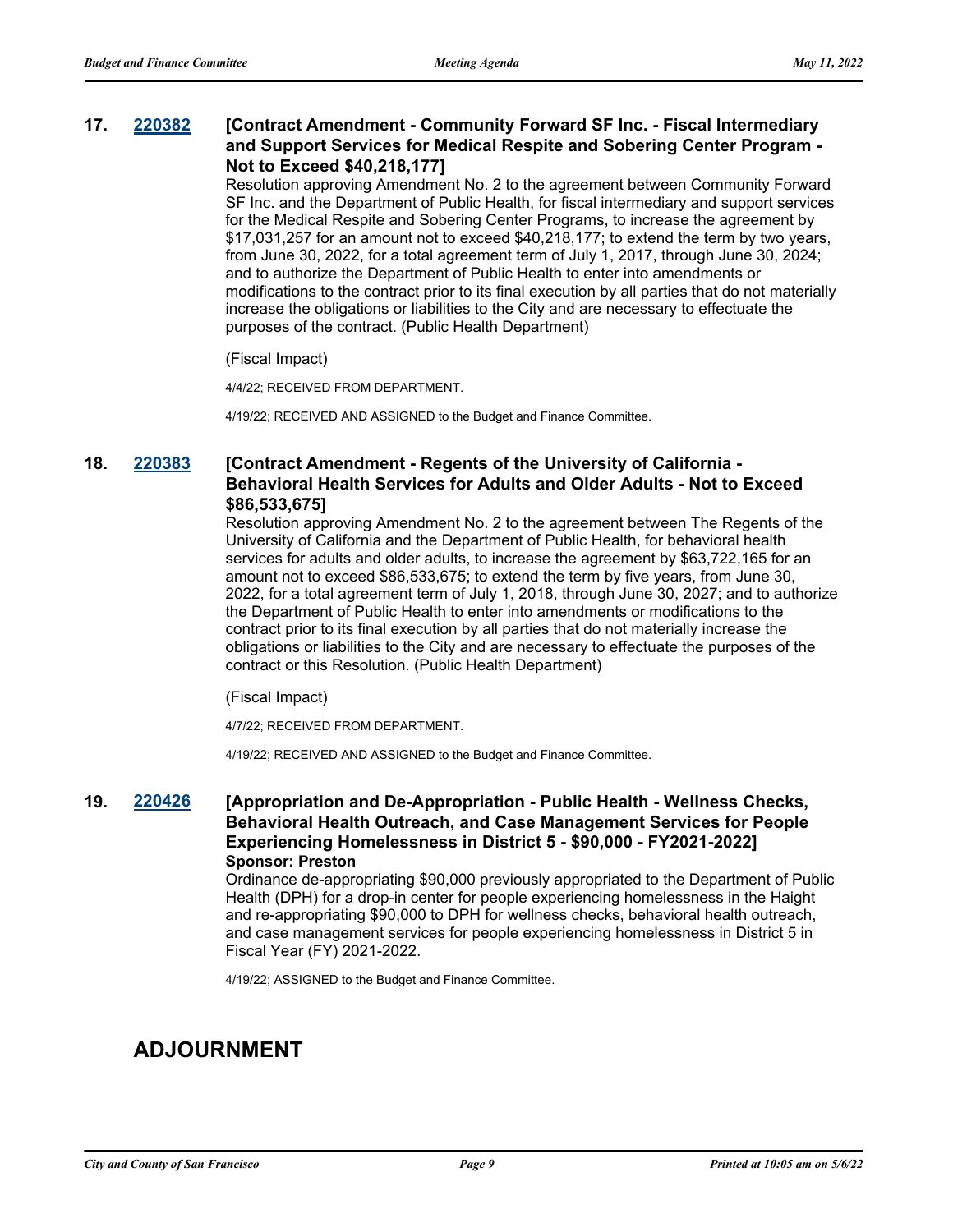**17. 220382 [Contract Amendment - Community Forward SF Inc. - Fiscal Intermediary and Support Services for Medical Respite and Sobering Center Program - Not to Exceed $40,218,177]**

Resolution approving Amendment No. 2 to the agreement between Community Forward SF Inc. and the Department of Public Health, for fiscal intermediary and support services for the Medical Respite and Sobering Center Programs, to increase the agreement by $17,031,257 for an amount not to exceed $40,218,177; to extend the term by two years, from June 30, 2022, for a total agreement term of July 1, 2017, through June 30, 2024; and to authorize the Department of Public Health to enter into amendments or modifications to the contract prior to its final execution by all parties that do not materially increase the obligations or liabilities to the City and are necessary to effectuate the purposes of the contract. (Public Health Department)

(Fiscal Impact)

4/4/22; RECEIVED FROM DEPARTMENT.

4/19/22; RECEIVED AND ASSIGNED to the Budget and Finance Committee.

**18. 220383 [Contract Amendment - Regents of the University of California - Behavioral Health Services for Adults and Older Adults - Not to Exceed $86,533,675]**

Resolution approving Amendment No. 2 to the agreement between The Regents of the University of California and the Department of Public Health, for behavioral health services for adults and older adults, to increase the agreement by $63,722,165 for an amount not to exceed $86,533,675; to extend the term by five years, from June 30, 2022, for a total agreement term of July 1, 2018, through June 30, 2027; and to authorize the Department of Public Health to enter into amendments or modifications to the contract prior to its final execution by all parties that do not materially increase the obligations or liabilities to the City and are necessary to effectuate the purposes of the contract or this Resolution. (Public Health Department)

(Fiscal Impact)

4/7/22; RECEIVED FROM DEPARTMENT.

4/19/22; RECEIVED AND ASSIGNED to the Budget and Finance Committee.

**19. 220426 [Appropriation and De-Appropriation - Public Health - Wellness Checks, Behavioral Health Outreach, and Case Management Services for People Experiencing Homelessness in District 5 - $90,000 - FY2021-2022]**

**Sponsor: Preston**

Ordinance de-appropriating $90,000 previously appropriated to the Department of Public Health (DPH) for a drop-in center for people experiencing homelessness in the Haight and re-appropriating $90,000 to DPH for wellness checks, behavioral health outreach, and case management services for people experiencing homelessness in District 5 in Fiscal Year (FY) 2021-2022.

4/19/22; ASSIGNED to the Budget and Finance Committee.

## ADJOURNMENT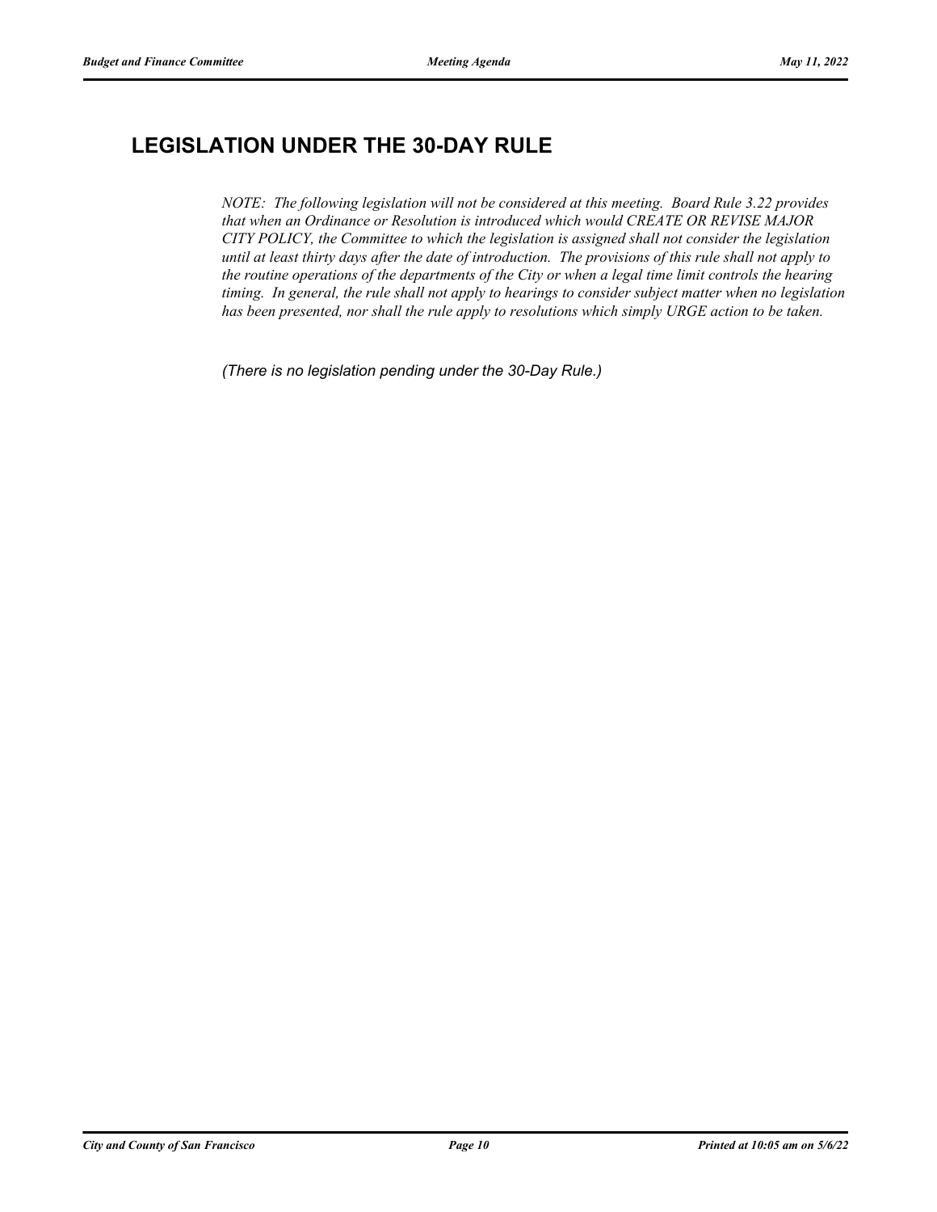## LEGISLATION UNDER THE 30-DAY RULE

*NOTE: The following legislation will not be considered at this meeting. Board Rule 3.22 provides that when an Ordinance or Resolution is introduced which would CREATE OR REVISE MAJOR CITY POLICY, the Committee to which the legislation is assigned shall not consider the legislation until at least thirty days after the date of introduction. The provisions of this rule shall not apply to the routine operations of the departments of the City or when a legal time limit controls the hearing timing. In general, the rule shall not apply to hearings to consider subject matter when no legislation has been presented, nor shall the rule apply to resolutions which simply URGE action to be taken.*

*(There is no legislation pending under the 30-Day Rule.)*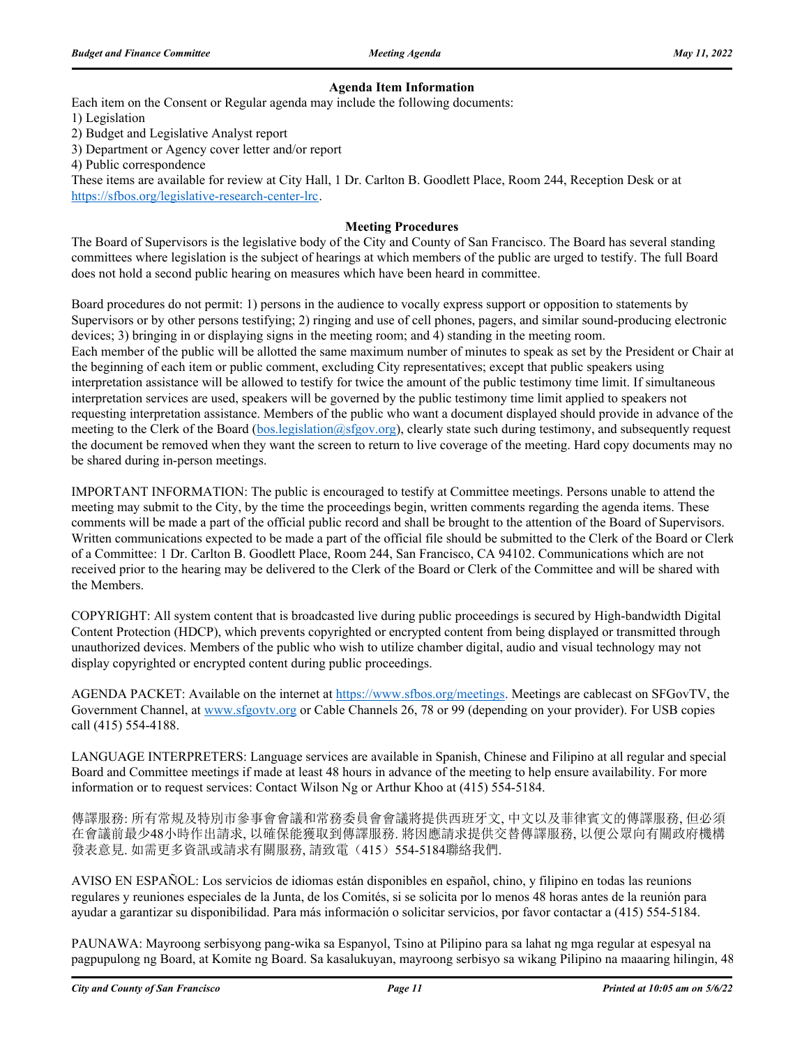### Agenda Item Information

Each item on the Consent or Regular agenda may include the following documents:

1) Legislation
2) Budget and Legislative Analyst report
3) Department or Agency cover letter and/or report
4) Public correspondence

These items are available for review at City Hall, 1 Dr. Carlton B. Goodlett Place, Room 244, Reception Desk or at https://sfbos.org/legislative-research-center-lrc.

### Meeting Procedures

The Board of Supervisors is the legislative body of the City and County of San Francisco. The Board has several standing committees where legislation is the subject of hearings at which members of the public are urged to testify. The full Board does not hold a second public hearing on measures which have been heard in committee.

Board procedures do not permit: 1) persons in the audience to vocally express support or opposition to statements by Supervisors or by other persons testifying; 2) ringing and use of cell phones, pagers, and similar sound-producing electronic devices; 3) bringing in or displaying signs in the meeting room; and 4) standing in the meeting room.
Each member of the public will be allotted the same maximum number of minutes to speak as set by the President or Chair at the beginning of each item or public comment, excluding City representatives; except that public speakers using interpretation assistance will be allowed to testify for twice the amount of the public testimony time limit. If simultaneous interpretation services are used, speakers will be governed by the public testimony time limit applied to speakers not requesting interpretation assistance. Members of the public who want a document displayed should provide in advance of the meeting to the Clerk of the Board (bos.legislation@sfgov.org), clearly state such during testimony, and subsequently request the document be removed when they want the screen to return to live coverage of the meeting. Hard copy documents may not be shared during in-person meetings.

IMPORTANT INFORMATION: The public is encouraged to testify at Committee meetings. Persons unable to attend the meeting may submit to the City, by the time the proceedings begin, written comments regarding the agenda items. These comments will be made a part of the official public record and shall be brought to the attention of the Board of Supervisors. Written communications expected to be made a part of the official file should be submitted to the Clerk of the Board or Clerk of a Committee: 1 Dr. Carlton B. Goodlett Place, Room 244, San Francisco, CA 94102. Communications which are not received prior to the hearing may be delivered to the Clerk of the Board or Clerk of the Committee and will be shared with the Members.

COPYRIGHT: All system content that is broadcasted live during public proceedings is secured by High-bandwidth Digital Content Protection (HDCP), which prevents copyrighted or encrypted content from being displayed or transmitted through unauthorized devices. Members of the public who wish to utilize chamber digital, audio and visual technology may not display copyrighted or encrypted content during public proceedings.

AGENDA PACKET: Available on the internet at https://www.sfbos.org/meetings. Meetings are cablecast on SFGovTV, the Government Channel, at www.sfgovtv.org or Cable Channels 26, 78 or 99 (depending on your provider). For USB copies call (415) 554-4188.

LANGUAGE INTERPRETERS: Language services are available in Spanish, Chinese and Filipino at all regular and special Board and Committee meetings if made at least 48 hours in advance of the meeting to help ensure availability. For more information or to request services: Contact Wilson Ng or Arthur Khoo at (415) 554-5184.

傳譯服務: 所有常規及特別市參事會會議和常務委員會會議將提供西班牙文, 中文以及菲律賓文的傳譯服務, 但必須在會議前最少48小時作出請求, 以確保能獲取到傳譯服務. 將因應請求提供交替傳譯服務, 以便公眾向有關政府機構發表意見. 如需更多資訊或請求有關服務, 請致電（415）554-5184聯絡我們.

AVISO EN ESPAÑOL: Los servicios de idiomas están disponibles en español, chino, y filipino en todas las reunions regulares y reuniones especiales de la Junta, de los Comités, si se solicita por lo menos 48 horas antes de la reunión para ayudar a garantizar su disponibilidad. Para más información o solicitar servicios, por favor contactar a (415) 554-5184.

PAUNAWA: Mayroong serbisyong pang-wika sa Espanyol, Tsino at Pilipino para sa lahat ng mga regular at espesyal na pagpupulong ng Board, at Komite ng Board. Sa kasalukuyan, mayroong serbisyo sa wikang Pilipino na maaaring hilingin, 48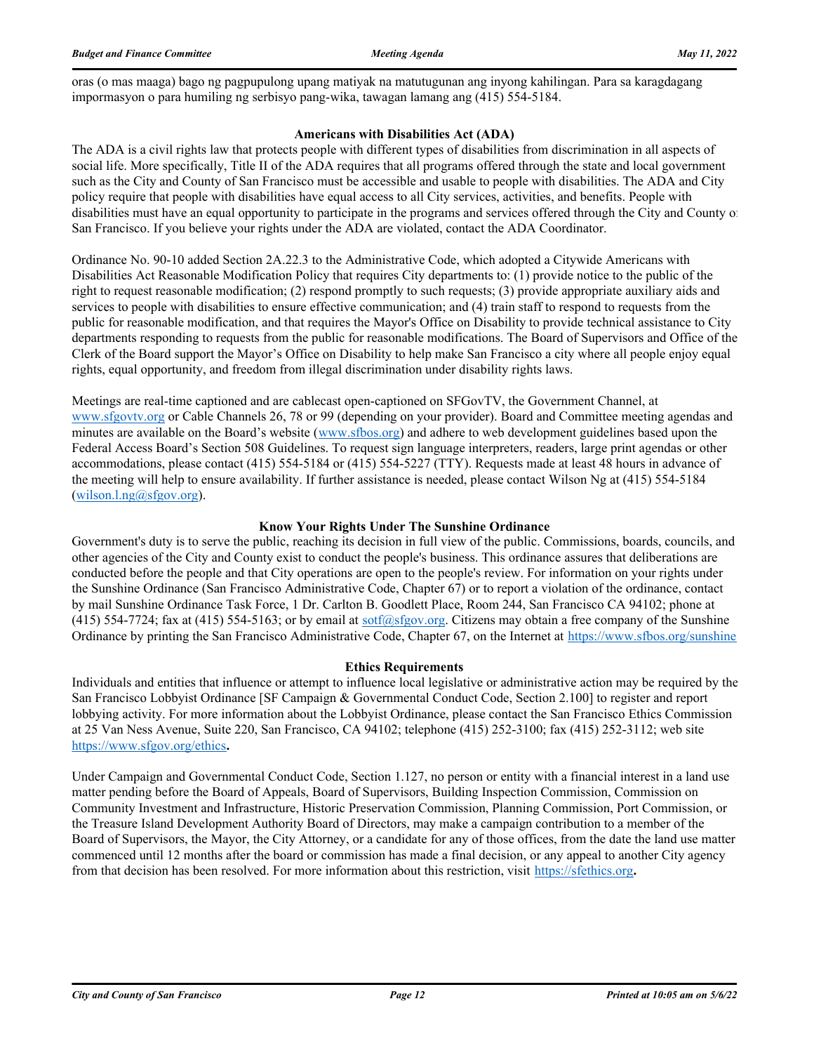oras (o mas maaga) bago ng pagpupulong upang matiyak na matutugunan ang inyong kahilingan. Para sa karagdagang impormasyon o para humiling ng serbisyo pang-wika, tawagan lamang ang (415) 554-5184.

**Americans with Disabilities Act (ADA)**

The ADA is a civil rights law that protects people with different types of disabilities from discrimination in all aspects of social life. More specifically, Title II of the ADA requires that all programs offered through the state and local government such as the City and County of San Francisco must be accessible and usable to people with disabilities. The ADA and City policy require that people with disabilities have equal access to all City services, activities, and benefits. People with disabilities must have an equal opportunity to participate in the programs and services offered through the City and County of San Francisco. If you believe your rights under the ADA are violated, contact the ADA Coordinator.

Ordinance No. 90-10 added Section 2A.22.3 to the Administrative Code, which adopted a Citywide Americans with Disabilities Act Reasonable Modification Policy that requires City departments to: (1) provide notice to the public of the right to request reasonable modification; (2) respond promptly to such requests; (3) provide appropriate auxiliary aids and services to people with disabilities to ensure effective communication; and (4) train staff to respond to requests from the public for reasonable modification, and that requires the Mayor's Office on Disability to provide technical assistance to City departments responding to requests from the public for reasonable modifications. The Board of Supervisors and Office of the Clerk of the Board support the Mayor's Office on Disability to help make San Francisco a city where all people enjoy equal rights, equal opportunity, and freedom from illegal discrimination under disability rights laws.

Meetings are real-time captioned and are cablecast open-captioned on SFGovTV, the Government Channel, at www.sfgovtv.org or Cable Channels 26, 78 or 99 (depending on your provider). Board and Committee meeting agendas and minutes are available on the Board's website (www.sfbos.org) and adhere to web development guidelines based upon the Federal Access Board's Section 508 Guidelines. To request sign language interpreters, readers, large print agendas or other accommodations, please contact (415) 554-5184 or (415) 554-5227 (TTY). Requests made at least 48 hours in advance of the meeting will help to ensure availability. If further assistance is needed, please contact Wilson Ng at (415) 554-5184 (wilson.l.ng@sfgov.org).

**Know Your Rights Under The Sunshine Ordinance**

Government's duty is to serve the public, reaching its decision in full view of the public. Commissions, boards, councils, and other agencies of the City and County exist to conduct the people's business. This ordinance assures that deliberations are conducted before the people and that City operations are open to the people's review. For information on your rights under the Sunshine Ordinance (San Francisco Administrative Code, Chapter 67) or to report a violation of the ordinance, contact by mail Sunshine Ordinance Task Force, 1 Dr. Carlton B. Goodlett Place, Room 244, San Francisco CA 94102; phone at (415) 554-7724; fax at (415) 554-5163; or by email at sotf@sfgov.org. Citizens may obtain a free company of the Sunshine Ordinance by printing the San Francisco Administrative Code, Chapter 67, on the Internet at https://www.sfbos.org/sunshine

**Ethics Requirements**

Individuals and entities that influence or attempt to influence local legislative or administrative action may be required by the San Francisco Lobbyist Ordinance [SF Campaign & Governmental Conduct Code, Section 2.100] to register and report lobbying activity. For more information about the Lobbyist Ordinance, please contact the San Francisco Ethics Commission at 25 Van Ness Avenue, Suite 220, San Francisco, CA 94102; telephone (415) 252-3100; fax (415) 252-3112; web site https://www.sfgov.org/ethics**.**

Under Campaign and Governmental Conduct Code, Section 1.127, no person or entity with a financial interest in a land use matter pending before the Board of Appeals, Board of Supervisors, Building Inspection Commission, Commission on Community Investment and Infrastructure, Historic Preservation Commission, Planning Commission, Port Commission, or the Treasure Island Development Authority Board of Directors, may make a campaign contribution to a member of the Board of Supervisors, the Mayor, the City Attorney, or a candidate for any of those offices, from the date the land use matter commenced until 12 months after the board or commission has made a final decision, or any appeal to another City agency from that decision has been resolved. For more information about this restriction, visit https://sfethics.org**.**